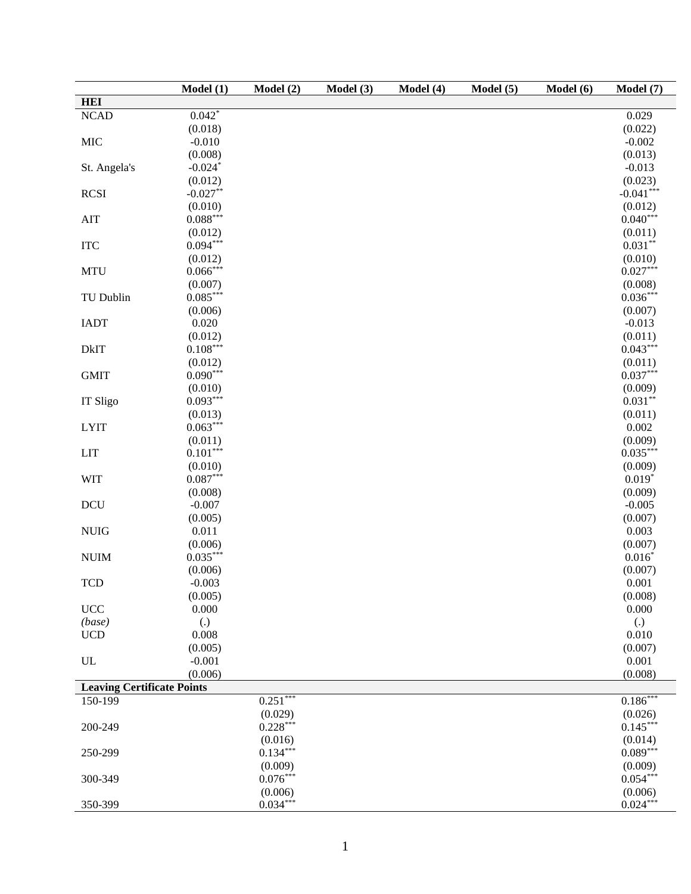| | Model (1) | Model (2) | Model (3) | Model (4) | Model (5) | Model (6) | Model (7) |
|---|---|---|---|---|---|---|---|
| **HEI** | | | | | | | |
| NCAD | 0.042* | | | | | | 0.029 |
| | (0.018) | | | | | | (0.022) |
| MIC | -0.010 | | | | | | -0.002 |
| | (0.008) | | | | | | (0.013) |
| St. Angela's | -0.024* | | | | | | -0.013 |
| | (0.012) | | | | | | (0.023) |
| RCSI | -0.027** | | | | | | -0.041*** |
| | (0.010) | | | | | | (0.012) |
| AIT | 0.088*** | | | | | | 0.040*** |
| | (0.012) | | | | | | (0.011) |
| ITC | 0.094*** | | | | | | 0.031** |
| | (0.012) | | | | | | (0.010) |
| MTU | 0.066*** | | | | | | 0.027*** |
| | (0.007) | | | | | | (0.008) |
| TU Dublin | 0.085*** | | | | | | 0.036*** |
| | (0.006) | | | | | | (0.007) |
| IADT | 0.020 | | | | | | -0.013 |
| | (0.012) | | | | | | (0.011) |
| DkIT | 0.108*** | | | | | | 0.043*** |
| | (0.012) | | | | | | (0.011) |
| GMIT | 0.090*** | | | | | | 0.037*** |
| | (0.010) | | | | | | (0.009) |
| IT Sligo | 0.093*** | | | | | | 0.031** |
| | (0.013) | | | | | | (0.011) |
| LYIT | 0.063*** | | | | | | 0.002 |
| | (0.011) | | | | | | (0.009) |
| LIT | 0.101*** | | | | | | 0.035*** |
| | (0.010) | | | | | | (0.009) |
| WIT | 0.087*** | | | | | | 0.019* |
| | (0.008) | | | | | | (0.009) |
| DCU | -0.007 | | | | | | -0.005 |
| | (0.005) | | | | | | (0.007) |
| NUIG | 0.011 | | | | | | 0.003 |
| | (0.006) | | | | | | (0.007) |
| NUIM | 0.035*** | | | | | | 0.016* |
| | (0.006) | | | | | | (0.007) |
| TCD | -0.003 | | | | | | 0.001 |
| | (0.005) | | | | | | (0.008) |
| UCC | 0.000 | | | | | | 0.000 |
| *(base)* | (.) | | | | | | (.) |
| UCD | 0.008 | | | | | | 0.010 |
| | (0.005) | | | | | | (0.007) |
| UL | -0.001 | | | | | | 0.001 |
| | (0.006) | | | | | | (0.008) |
| **Leaving Certificate Points** | | | | | | | |
| 150-199 | | 0.251*** | | | | | 0.186*** |
| | | (0.029) | | | | | (0.026) |
| 200-249 | | 0.228*** | | | | | 0.145*** |
| | | (0.016) | | | | | (0.014) |
| 250-299 | | 0.134*** | | | | | 0.089*** |
| | | (0.009) | | | | | (0.009) |
| 300-349 | | 0.076*** | | | | | 0.054*** |
| | | (0.006) | | | | | (0.006) |
| 350-399 | | 0.034*** | | | | | 0.024*** |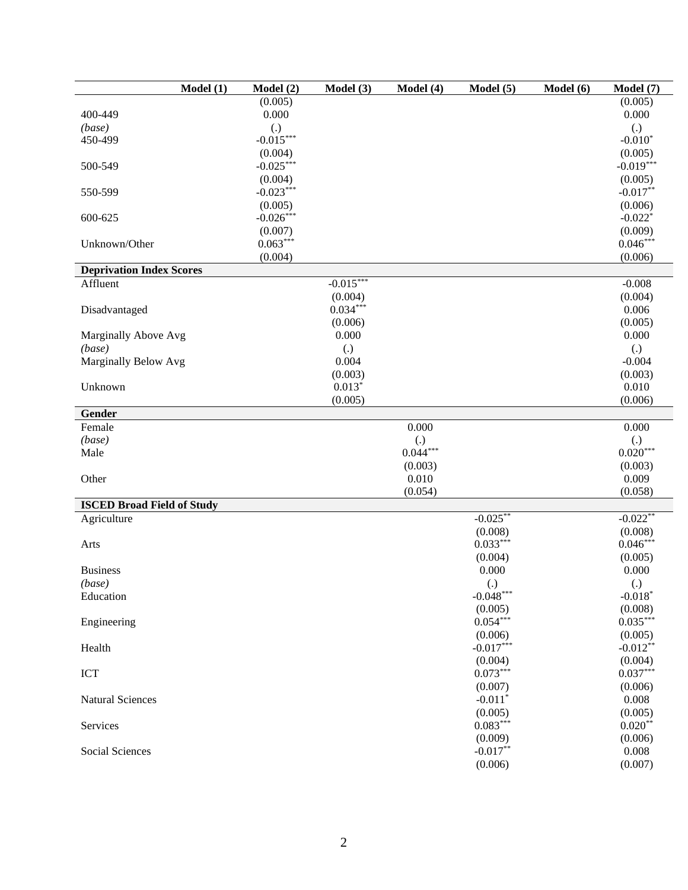| | Model (1) | Model (2) | Model (3) | Model (4) | Model (5) | Model (6) | Model (7) |
|---|---|---|---|---|---|---|---|
| | | (0.005) | | | | | (0.005) |
| 400-449 | | 0.000 | | | | | 0.000 |
| *(base)* | | (.) | | | | | (.) |
| 450-499 | | -0.015*** | | | | | -0.010* |
| | | (0.004) | | | | | (0.005) |
| 500-549 | | -0.025*** | | | | | -0.019*** |
| | | (0.004) | | | | | (0.005) |
| 550-599 | | -0.023*** | | | | | -0.017** |
| | | (0.005) | | | | | (0.006) |
| 600-625 | | -0.026*** | | | | | -0.022* |
| | | (0.007) | | | | | (0.009) |
| Unknown/Other | | 0.063*** | | | | | 0.046*** |
| | | (0.004) | | | | | (0.006) |
| **Deprivation Index Scores** | | | | | | | |
| Affluent | | | -0.015*** | | | | -0.008 |
| | | | (0.004) | | | | (0.004) |
| Disadvantaged | | | 0.034*** | | | | 0.006 |
| | | | (0.006) | | | | (0.005) |
| Marginally Above Avg | | | 0.000 | | | | 0.000 |
| *(base)* | | | (.) | | | | (.) |
| Marginally Below Avg | | | 0.004 | | | | -0.004 |
| | | | (0.003) | | | | (0.003) |
| Unknown | | | 0.013* | | | | 0.010 |
| | | | (0.005) | | | | (0.006) |
| **Gender** | | | | | | | |
| Female | | | | 0.000 | | | 0.000 |
| *(base)* | | | | (.) | | | (.) |
| Male | | | | 0.044*** | | | 0.020*** |
| | | | | (0.003) | | | (0.003) |
| Other | | | | 0.010 | | | 0.009 |
| | | | | (0.054) | | | (0.058) |
| **ISCED Broad Field of Study** | | | | | | | |
| Agriculture | | | | | -0.025** | | -0.022** |
| | | | | | (0.008) | | (0.008) |
| Arts | | | | | 0.033*** | | 0.046*** |
| | | | | | (0.004) | | (0.005) |
| Business | | | | | 0.000 | | 0.000 |
| *(base)* | | | | | (.) | | (.) |
| Education | | | | | -0.048*** | | -0.018* |
| | | | | | (0.005) | | (0.008) |
| Engineering | | | | | 0.054*** | | 0.035*** |
| | | | | | (0.006) | | (0.005) |
| Health | | | | | -0.017*** | | -0.012** |
| | | | | | (0.004) | | (0.004) |
| ICT | | | | | 0.073*** | | 0.037*** |
| | | | | | (0.007) | | (0.006) |
| Natural Sciences | | | | | -0.011* | | 0.008 |
| | | | | | (0.005) | | (0.005) |
| Services | | | | | 0.083*** | | 0.020** |
| | | | | | (0.009) | | (0.006) |
| Social Sciences | | | | | -0.017** | | 0.008 |
| | | | | | (0.006) | | (0.007) |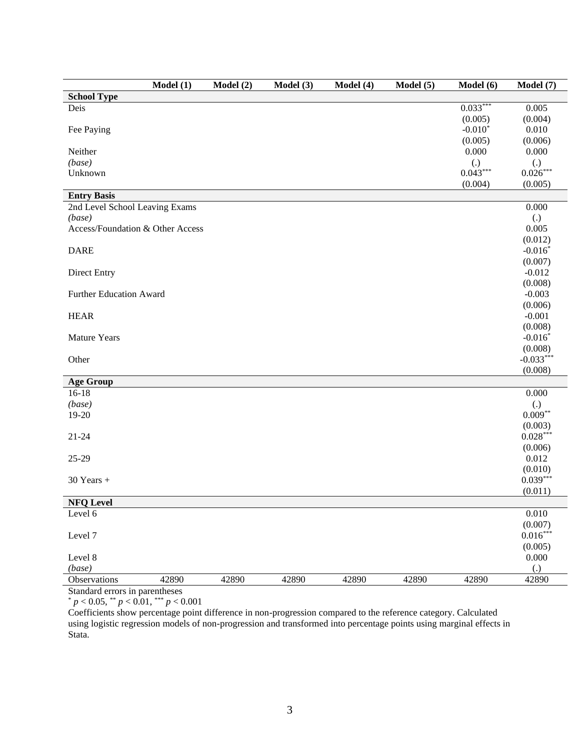| | Model (1) | Model (2) | Model (3) | Model (4) | Model (5) | Model (6) | Model (7) |
|---|---|---|---|---|---|---|---|
| **School Type** | | | | | | | |
| Deis | | | | | | 0.033*** | 0.005 |
| | | | | | | (0.005) | (0.004) |
| Fee Paying | | | | | | -0.010* | 0.010 |
| | | | | | | (0.005) | (0.006) |
| Neither | | | | | | 0.000 | 0.000 |
| *(base)* | | | | | | (.) | (.) |
| Unknown | | | | | | 0.043*** | 0.026*** |
| | | | | | | (0.004) | (0.005) |
| **Entry Basis** | | | | | | | |
| 2nd Level School Leaving Exams | | | | | | | 0.000 |
| *(base)* | | | | | | | (.) |
| Access/Foundation & Other Access | | | | | | | 0.005 |
| | | | | | | | (0.012) |
| DARE | | | | | | | -0.016* |
| | | | | | | | (0.007) |
| Direct Entry | | | | | | | -0.012 |
| | | | | | | | (0.008) |
| Further Education Award | | | | | | | -0.003 |
| | | | | | | | (0.006) |
| HEAR | | | | | | | -0.001 |
| | | | | | | | (0.008) |
| Mature Years | | | | | | | -0.016* |
| | | | | | | | (0.008) |
| Other | | | | | | | -0.033*** |
| | | | | | | | (0.008) |
| **Age Group** | | | | | | | |
| 16-18 | | | | | | | 0.000 |
| *(base)* | | | | | | | (.) |
| 19-20 | | | | | | | 0.009** |
| | | | | | | | (0.003) |
| 21-24 | | | | | | | 0.028*** |
| | | | | | | | (0.006) |
| 25-29 | | | | | | | 0.012 |
| | | | | | | | (0.010) |
| 30 Years + | | | | | | | 0.039*** |
| | | | | | | | (0.011) |
| **NFQ Level** | | | | | | | |
| Level 6 | | | | | | | 0.010 |
| | | | | | | | (0.007) |
| Level 7 | | | | | | | 0.016*** |
| | | | | | | | (0.005) |
| Level 8 | | | | | | | 0.000 |
| *(base)* | | | | | | | (.) |
| Observations | 42890 | 42890 | 42890 | 42890 | 42890 | 42890 | 42890 |

Standard errors in parentheses

* $p < 0.05$, ** $p < 0.01$, *** $p < 0.001$

Coefficients show percentage point difference in non-progression compared to the reference category. Calculated using logistic regression models of non-progression and transformed into percentage points using marginal effects in Stata.